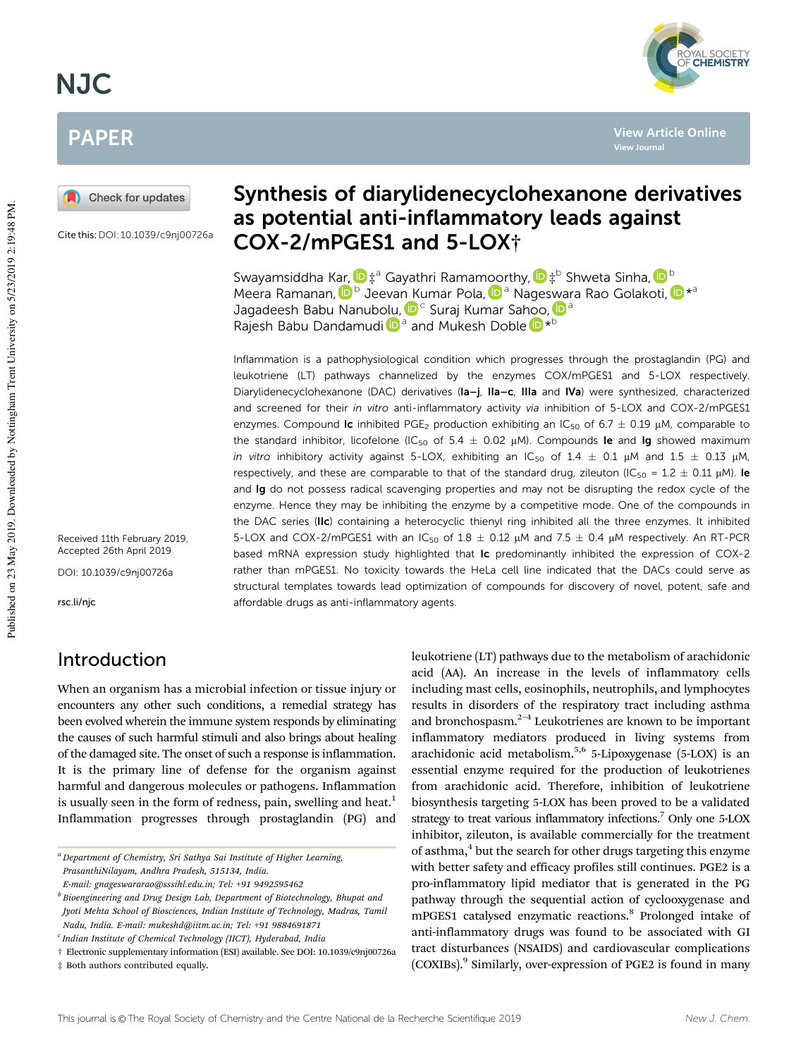# Synthesis of diarylidenecyclohexanone derivatives as potential anti-inflammatory leads against COX-2/mPGES1 and 5-LOX†

Cite this: DOI: 10.1039/c9nj00726a

Swayamsiddha Kar,‡[a] Gayathri Ramamoorthy,‡[b] Shweta Sinha,[b] Meera Ramanan,[b] Jeevan Kumar Pola,[a] Nageswara Rao Golakoti,*[a] Jagadeesh Babu Nanubolu,[c] Suraj Kumar Sahoo,[a] Rajesh Babu Dandamudi[a] and Mukesh Doble*[b]

Received 11th February 2019, Accepted 26th April 2019

DOI: 10.1039/c9nj00726a

rsc.li/njc

Inflammation is a pathophysiological condition which progresses through the prostaglandin (PG) and leukotriene (LT) pathways channelized by the enzymes COX/mPGES1 and 5-LOX respectively. Diarylidenecyclohexanone (DAC) derivatives (**Ia–j**, **IIa–c**, **IIIa** and **IVa**) were synthesized, characterized and screened for their *in vitro* anti-inflammatory activity *via* inhibition of 5-LOX and COX-2/mPGES1 enzymes. Compound **Ic** inhibited $PGE_2$ production exhibiting an $IC_{50}$ of 6.7 ± 0.19 μM, comparable to the standard inhibitor, licofelone ($IC_{50}$ of 5.4 ± 0.02 μM). Compounds **Ie** and **Ig** showed maximum *in vitro* inhibitory activity against 5-LOX, exhibiting an $IC_{50}$ of 1.4 ± 0.1 μM and 1.5 ± 0.13 μM, respectively, and these are comparable to that of the standard drug, zileuton ($IC_{50}$ = 1.2 ± 0.11 μM). **Ie** and **Ig** do not possess radical scavenging properties and may not be disrupting the redox cycle of the enzyme. Hence they may be inhibiting the enzyme by a competitive mode. One of the compounds in the DAC series (**IIc**) containing a heterocyclic thienyl ring inhibited all the three enzymes. It inhibited 5-LOX and COX-2/mPGES1 with an $IC_{50}$ of 1.8 ± 0.12 μM and 7.5 ± 0.4 μM respectively. An RT-PCR based mRNA expression study highlighted that **Ic** predominantly inhibited the expression of COX-2 rather than mPGES1. No toxicity towards the HeLa cell line indicated that the DACs could serve as structural templates towards lead optimization of compounds for discovery of novel, potent, safe and affordable drugs as anti-inflammatory agents.

## Introduction

When an organism has a microbial infection or tissue injury or encounters any other such conditions, a remedial strategy has been evolved wherein the immune system responds by eliminating the causes of such harmful stimuli and also brings about healing of the damaged site. The onset of such a response is inflammation. It is the primary line of defense for the organism against harmful and dangerous molecules or pathogens. Inflammation is usually seen in the form of redness, pain, swelling and heat.[1] Inflammation progresses through prostaglandin (PG) and leukotriene (LT) pathways due to the metabolism of arachidonic acid (AA). An increase in the levels of inflammatory cells including mast cells, eosinophils, neutrophils, and lymphocytes results in disorders of the respiratory tract including asthma and bronchospasm.[2–4] Leukotrienes are known to be important inflammatory mediators produced in living systems from arachidonic acid metabolism.[5,6] 5-Lipoxygenase (5-LOX) is an essential enzyme required for the production of leukotrienes from arachidonic acid. Therefore, inhibition of leukotriene biosynthesis targeting 5-LOX has been proved to be a validated strategy to treat various inflammatory infections.[7] Only one 5-LOX inhibitor, zileuton, is available commercially for the treatment of asthma,[4] but the search for other drugs targeting this enzyme with better safety and efficacy profiles still continues. PGE2 is a pro-inflammatory lipid mediator that is generated in the PG pathway through the sequential action of cyclooxygenase and mPGES1 catalysed enzymatic reactions.[8] Prolonged intake of anti-inflammatory drugs was found to be associated with GI tract disturbances (NSAIDS) and cardiovascular complications (COXIBs).[9] Similarly, over-expression of PGE2 is found in many

[a] Department of Chemistry, Sri Sathya Sai Institute of Higher Learning, PrasanthiNilayam, Andhra Pradesh, 515134, India. E-mail: gnageswararao@sssihl.edu.in; Tel: +91 9492595462

[b] Bioengineering and Drug Design Lab, Department of Biotechnology, Bhupat and Jyoti Mehta School of Biosciences, Indian Institute of Technology, Madras, Tamil Nadu, India. E-mail: mukeshd@iitm.ac.in; Tel: +91 9884691871

[c] Indian Institute of Chemical Technology (IICT), Hyderabad, India

† Electronic supplementary information (ESI) available. See DOI: 10.1039/c9nj00726a

‡ Both authors contributed equally.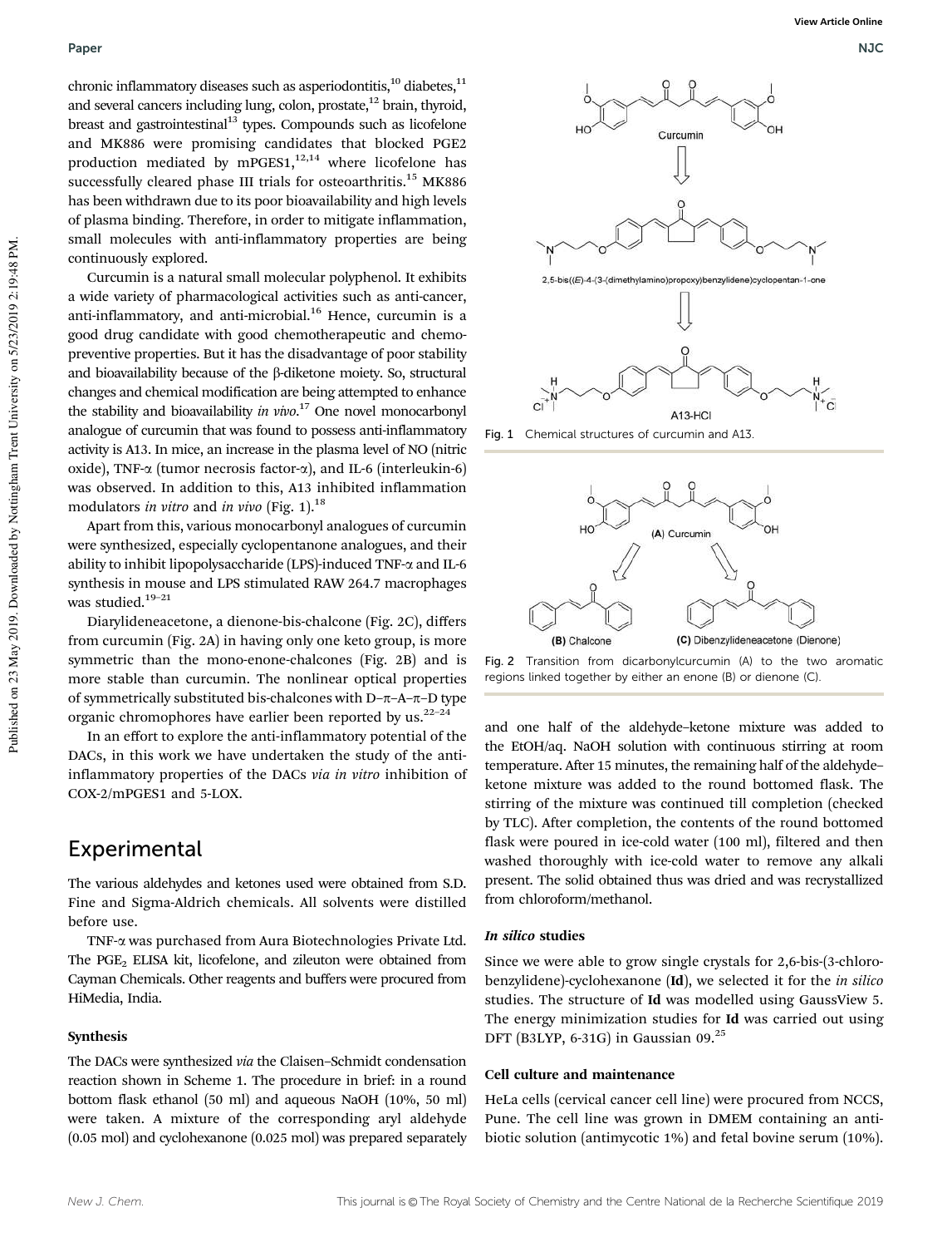chronic inflammatory diseases such as asperiodontitis,[10] diabetes,[11] and several cancers including lung, colon, prostate,[12] brain, thyroid, breast and gastrointestinal[13] types. Compounds such as licofelone and MK886 were promising candidates that blocked PGE2 production mediated by mPGES1,[12,14] where licofelone has successfully cleared phase III trials for osteoarthritis.[15] MK886 has been withdrawn due to its poor bioavailability and high levels of plasma binding. Therefore, in order to mitigate inflammation, small molecules with anti-inflammatory properties are being continuously explored.

Curcumin is a natural small molecular polyphenol. It exhibits a wide variety of pharmacological activities such as anti-cancer, anti-inflammatory, and anti-microbial.[16] Hence, curcumin is a good drug candidate with good chemotherapeutic and chemopreventive properties. But it has the disadvantage of poor stability and bioavailability because of the β-diketone moiety. So, structural changes and chemical modification are being attempted to enhance the stability and bioavailability *in vivo*.[17] One novel monocarbonyl analogue of curcumin that was found to possess anti-inflammatory activity is A13. In mice, an increase in the plasma level of NO (nitric oxide), TNF-α (tumor necrosis factor-α), and IL-6 (interleukin-6) was observed. In addition to this, A13 inhibited inflammation modulators *in vitro* and *in vivo* (Fig. 1).[18]

Apart from this, various monocarbonyl analogues of curcumin were synthesized, especially cyclopentanone analogues, and their ability to inhibit lipopolysaccharide (LPS)-induced TNF-α and IL-6 synthesis in mouse and LPS stimulated RAW 264.7 macrophages was studied.[19–21]

Diarylideneacetone, a dienone-bis-chalcone (Fig. 2C), differs from curcumin (Fig. 2A) in having only one keto group, is more symmetric than the mono-enone-chalcones (Fig. 2B) and is more stable than curcumin. The nonlinear optical properties of symmetrically substituted bis-chalcones with D–π–A–π–D type organic chromophores have earlier been reported by us.[22–24]

In an effort to explore the anti-inflammatory potential of the DACs, in this work we have undertaken the study of the anti-inflammatory properties of the DACs *via in vitro* inhibition of COX-2/mPGES1 and 5-LOX.

Fig. 1 Chemical structures of curcumin and A13.

Fig. 2 Transition from dicarbonylcurcumin (A) to the two aromatic regions linked together by either an enone (B) or dienone (C).

## Experimental

The various aldehydes and ketones used were obtained from S.D. Fine and Sigma-Aldrich chemicals. All solvents were distilled before use.

TNF-α was purchased from Aura Biotechnologies Private Ltd. The $PGE_2$ ELISA kit, licofelone, and zileuton were obtained from Cayman Chemicals. Other reagents and buffers were procured from HiMedia, India.

### Synthesis

The DACs were synthesized *via* the Claisen–Schmidt condensation reaction shown in Scheme 1. The procedure in brief: in a round bottom flask ethanol (50 ml) and aqueous NaOH (10%, 50 ml) were taken. A mixture of the corresponding aryl aldehyde (0.05 mol) and cyclohexanone (0.025 mol) was prepared separately and one half of the aldehyde–ketone mixture was added to the EtOH/aq. NaOH solution with continuous stirring at room temperature. After 15 minutes, the remaining half of the aldehyde–ketone mixture was added to the round bottomed flask. The stirring of the mixture was continued till completion (checked by TLC). After completion, the contents of the round bottomed flask were poured in ice-cold water (100 ml), filtered and then washed thoroughly with ice-cold water to remove any alkali present. The solid obtained thus was dried and was recrystallized from chloroform/methanol.

### *In silico* studies

Since we were able to grow single crystals for 2,6-bis-(3-chlorobenzylidene)-cyclohexanone (**Id**), we selected it for the *in silico* studies. The structure of **Id** was modelled using GaussView 5. The energy minimization studies for **Id** was carried out using DFT (B3LYP, 6-31G) in Gaussian 09.[25]

### Cell culture and maintenance

HeLa cells (cervical cancer cell line) were procured from NCCS, Pune. The cell line was grown in DMEM containing an antibiotic solution (antimycotic 1%) and fetal bovine serum (10%).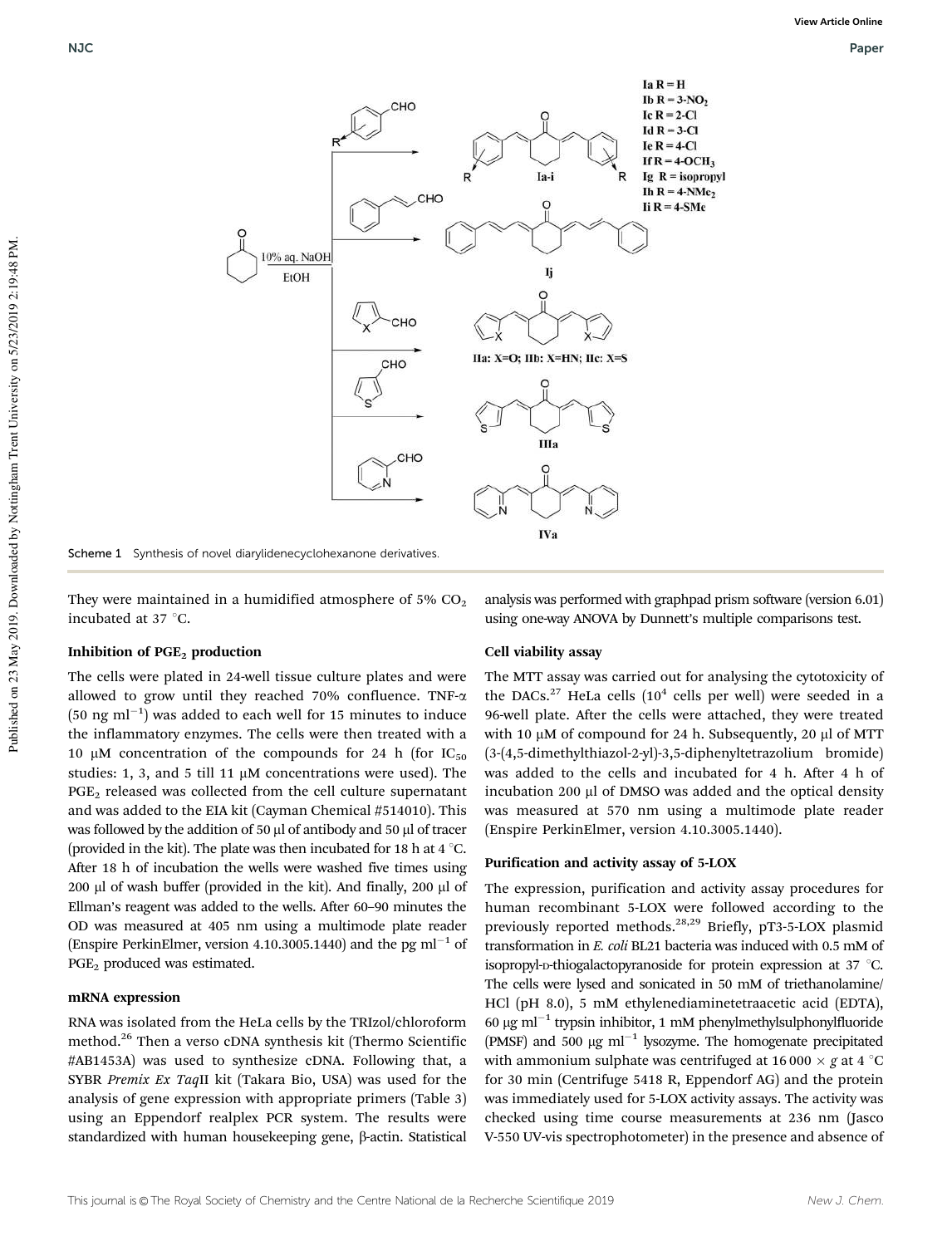Ia R = H
Ib R = 3-NO2
Ic R = 2-Cl
Id R = 3-Cl
Ie R = 4-Cl
If R = 4-OCH3
Ig R = isopropyl
Ih R = 4-NMe2
Ii R = 4-SMe

IIa: X=O; IIb: X=HN; IIc: X=S

Scheme 1 Synthesis of novel diarylidenecyclohexanone derivatives.

They were maintained in a humidified atmosphere of 5% $CO_2$ incubated at 37 °C.

### Inhibition of $PGE_2$ production

The cells were plated in 24-well tissue culture plates and were allowed to grow until they reached 70% confluence. TNF-α (50 ng $ml^{-1}$) was added to each well for 15 minutes to induce the inflammatory enzymes. The cells were then treated with a 10 μM concentration of the compounds for 24 h (for $IC_{50}$ studies: 1, 3, and 5 till 11 μM concentrations were used). The $PGE_2$ released was collected from the cell culture supernatant and was added to the EIA kit (Cayman Chemical #514010). This was followed by the addition of 50 μl of antibody and 50 μl of tracer (provided in the kit). The plate was then incubated for 18 h at 4 °C. After 18 h of incubation the wells were washed five times using 200 μl of wash buffer (provided in the kit). And finally, 200 μl of Ellman's reagent was added to the wells. After 60–90 minutes the OD was measured at 405 nm using a multimode plate reader (Enspire PerkinElmer, version 4.10.3005.1440) and the pg $ml^{-1}$ of $PGE_2$ produced was estimated.

### mRNA expression

RNA was isolated from the HeLa cells by the TRIzol/chloroform method.[26] Then a verso cDNA synthesis kit (Thermo Scientific #AB1453A) was used to synthesize cDNA. Following that, a SYBR *Premix Ex Taq*II kit (Takara Bio, USA) was used for the analysis of gene expression with appropriate primers (Table 3) using an Eppendorf realplex PCR system. The results were standardized with human housekeeping gene, β-actin. Statistical analysis was performed with graphpad prism software (version 6.01) using one-way ANOVA by Dunnett's multiple comparisons test.

### Cell viability assay

The MTT assay was carried out for analysing the cytotoxicity of the DACs.[27] HeLa cells ($10^4$ cells per well) were seeded in a 96-well plate. After the cells were attached, they were treated with 10 μM of compound for 24 h. Subsequently, 20 μl of MTT (3-(4,5-dimethylthiazol-2-yl)-3,5-diphenyltetrazolium bromide) was added to the cells and incubated for 4 h. After 4 h of incubation 200 μl of DMSO was added and the optical density was measured at 570 nm using a multimode plate reader (Enspire PerkinElmer, version 4.10.3005.1440).

### Purification and activity assay of 5-LOX

The expression, purification and activity assay procedures for human recombinant 5-LOX were followed according to the previously reported methods.[28,29] Briefly, pT3-5-LOX plasmid transformation in *E. coli* BL21 bacteria was induced with 0.5 mM of isopropyl-D-thiogalactopyranoside for protein expression at 37 °C. The cells were lysed and sonicated in 50 mM of triethanolamine/HCl (pH 8.0), 5 mM ethylenediaminetetraacetic acid (EDTA), 60 μg $ml^{-1}$ trypsin inhibitor, 1 mM phenylmethylsulphonylfluoride (PMSF) and 500 μg $ml^{-1}$ lysozyme. The homogenate precipitated with ammonium sulphate was centrifuged at 16 000 × *g* at 4 °C for 30 min (Centrifuge 5418 R, Eppendorf AG) and the protein was immediately used for 5-LOX activity assays. The activity was checked using time course measurements at 236 nm (Jasco V-550 UV-vis spectrophotometer) in the presence and absence of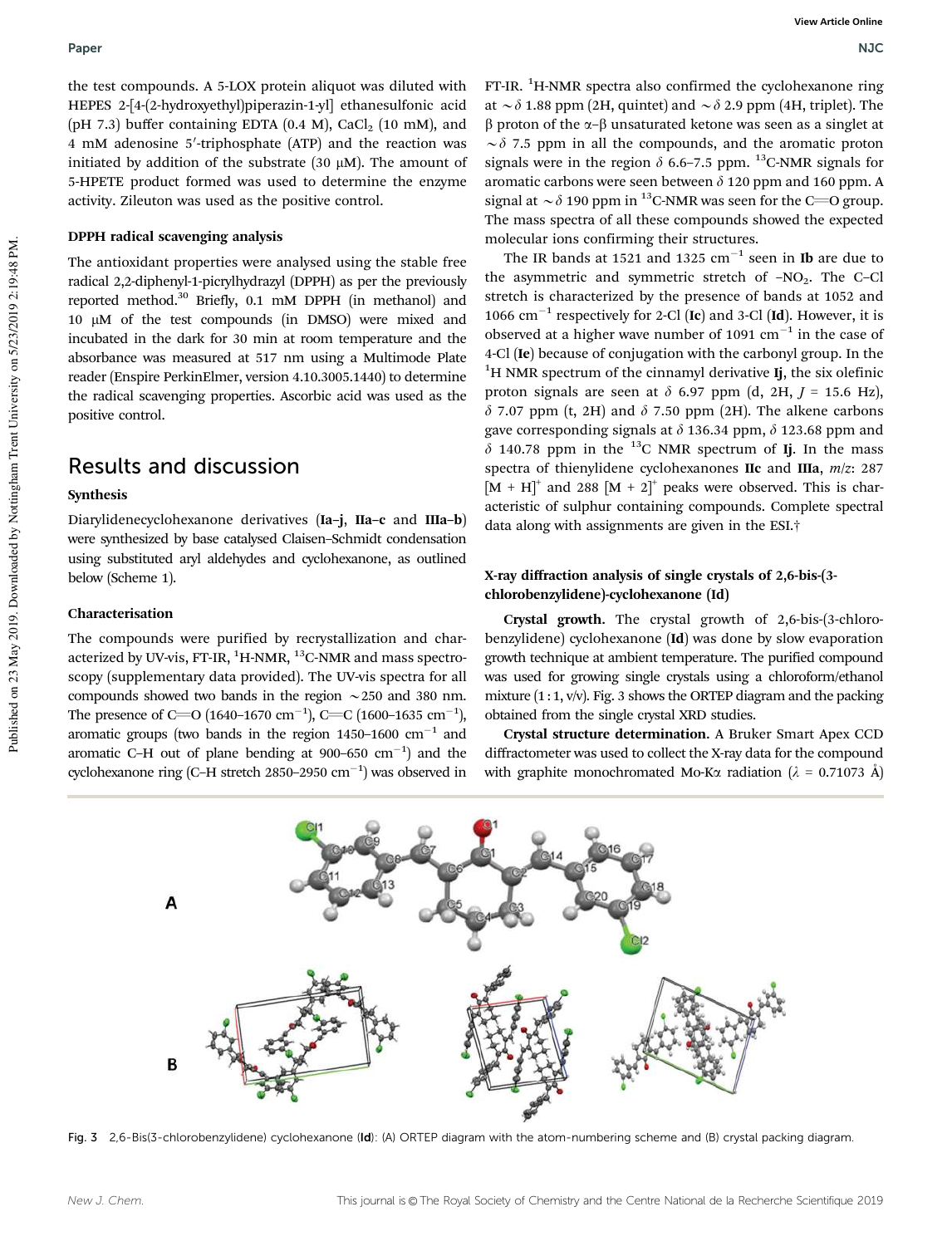the test compounds. A 5-LOX protein aliquot was diluted with HEPES 2-[4-(2-hydroxyethyl)piperazin-1-yl] ethanesulfonic acid (pH 7.3) buffer containing EDTA (0.4 M), $CaCl_2$ (10 mM), and 4 mM adenosine 5′-triphosphate (ATP) and the reaction was initiated by addition of the substrate (30 μM). The amount of 5-HPETE product formed was used to determine the enzyme activity. Zileuton was used as the positive control.

### DPPH radical scavenging analysis

The antioxidant properties were analysed using the stable free radical 2,2-diphenyl-1-picrylhydrazyl (DPPH) as per the previously reported method.[30] Briefly, 0.1 mM DPPH (in methanol) and 10 μM of the test compounds (in DMSO) were mixed and incubated in the dark for 30 min at room temperature and the absorbance was measured at 517 nm using a Multimode Plate reader (Enspire PerkinElmer, version 4.10.3005.1440) to determine the radical scavenging properties. Ascorbic acid was used as the positive control.

## Results and discussion

### Synthesis

Diarylidenecyclohexanone derivatives (**Ia–j**, **IIa–c** and **IIIa–b**) were synthesized by base catalysed Claisen–Schmidt condensation using substituted aryl aldehydes and cyclohexanone, as outlined below (Scheme 1).

### Characterisation

The compounds were purified by recrystallization and characterized by UV-vis, FT-IR, $^{1}$H-NMR, $^{13}$C-NMR and mass spectroscopy (supplementary data provided). The UV-vis spectra for all compounds showed two bands in the region ∼250 and 380 nm. The presence of C=O (1640–1670 $cm^{-1}$), C=C (1600–1635 $cm^{-1}$), aromatic groups (two bands in the region 1450–1600 $cm^{-1}$ and aromatic C–H out of plane bending at 900–650 $cm^{-1}$) and the cyclohexanone ring (C–H stretch 2850–2950 $cm^{-1}$) was observed in FT-IR. $^{1}$H-NMR spectra also confirmed the cyclohexanone ring at ∼δ 1.88 ppm (2H, quintet) and ∼δ 2.9 ppm (4H, triplet). The β proton of the α–β unsaturated ketone was seen as a singlet at ∼δ 7.5 ppm in all the compounds, and the aromatic proton signals were in the region δ 6.6–7.5 ppm. $^{13}$C-NMR signals for aromatic carbons were seen between δ 120 ppm and 160 ppm. A signal at ∼δ 190 ppm in $^{13}$C-NMR was seen for the C=O group. The mass spectra of all these compounds showed the expected molecular ions confirming their structures.

The IR bands at 1521 and 1325 $cm^{-1}$ seen in **Ib** are due to the asymmetric and symmetric stretch of $-NO_2$. The C–Cl stretch is characterized by the presence of bands at 1052 and 1066 $cm^{-1}$ respectively for 2-Cl (**Ic**) and 3-Cl (**Id**). However, it is observed at a higher wave number of 1091 $cm^{-1}$ in the case of 4-Cl (**Ie**) because of conjugation with the carbonyl group. In the $^{1}$H NMR spectrum of the cinnamyl derivative **Ij**, the six olefinic proton signals are seen at δ 6.97 ppm (d, 2H, $J$ = 15.6 Hz), δ 7.07 ppm (t, 2H) and δ 7.50 ppm (2H). The alkene carbons gave corresponding signals at δ 136.34 ppm, δ 123.68 ppm and δ 140.78 ppm in the $^{13}$C NMR spectrum of **Ij**. In the mass spectra of thienylidene cyclohexanones **IIc** and **IIIa**, $m/z$: 287 $[M + H]^{+}$ and 288 $[M + 2]^{+}$ peaks were observed. This is characteristic of sulphur containing compounds. Complete spectral data along with assignments are given in the ESI.†

### X-ray diffraction analysis of single crystals of 2,6-bis-(3-chlorobenzylidene)-cyclohexanone (Id)

**Crystal growth.** The crystal growth of 2,6-bis-(3-chlorobenzylidene) cyclohexanone (**Id**) was done by slow evaporation growth technique at ambient temperature. The purified compound was used for growing single crystals using a chloroform/ethanol mixture (1 : 1, v/v). Fig. 3 shows the ORTEP diagram and the packing obtained from the single crystal XRD studies.

**Crystal structure determination.** A Bruker Smart Apex CCD diffractometer was used to collect the X-ray data for the compound with graphite monochromated Mo-Kα radiation (λ = 0.71073 Å)

Fig. 3 2,6-Bis(3-chlorobenzylidene) cyclohexanone (**Id**): (A) ORTEP diagram with the atom-numbering scheme and (B) crystal packing diagram.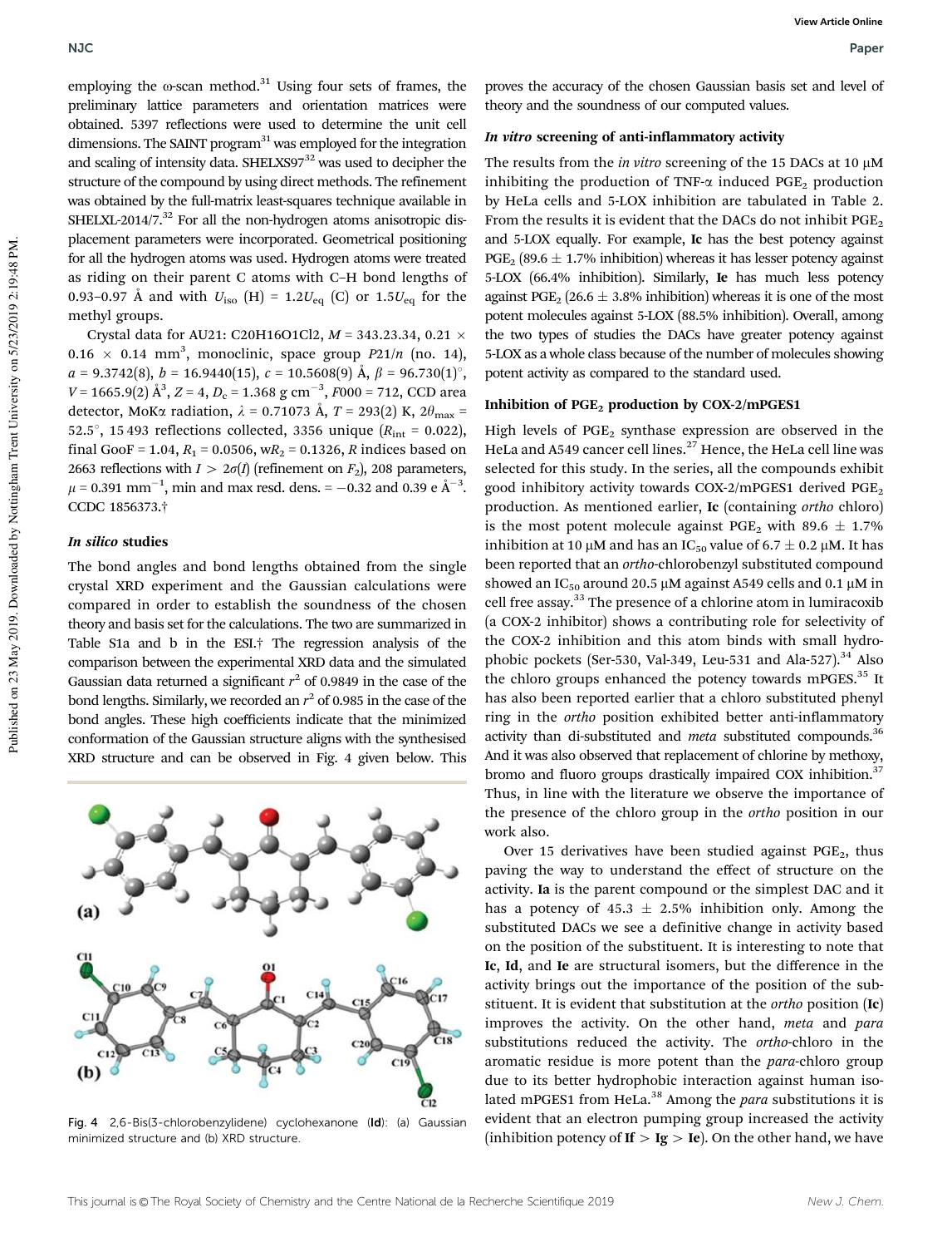employing the ω-scan method.[31] Using four sets of frames, the preliminary lattice parameters and orientation matrices were obtained. 5397 reflections were used to determine the unit cell dimensions. The SAINT program[31] was employed for the integration and scaling of intensity data. SHELXS97[32] was used to decipher the structure of the compound by using direct methods. The refinement was obtained by the full-matrix least-squares technique available in SHELXL-2014/7.[32] For all the non-hydrogen atoms anisotropic displacement parameters were incorporated. Geometrical positioning for all the hydrogen atoms was used. Hydrogen atoms were treated as riding on their parent C atoms with C–H bond lengths of 0.93–0.97 Å and with $U_{iso}$ (H) = $1.2U_{eq}$ (C) or $1.5U_{eq}$ for the methyl groups.

Crystal data for AU21: $C_{20}H_{16}O_1Cl_2$, $M$ = 343.23.34, 0.21 × 0.16 × 0.14 mm$^3$, monoclinic, space group $P21/n$ (no. 14), $a$ = 9.3742(8), $b$ = 16.9440(15), $c$ = 10.5608(9) Å, $\beta$ = 96.730(1)°, $V$ = 1665.9(2) Å$^3$, $Z$ = 4, $D_c$ = 1.368 g cm$^{-3}$, $F000$ = 712, CCD area detector, MoKα radiation, $\lambda$ = 0.71073 Å, $T$ = 293(2) K, $2\theta_{max}$ = 52.5°, 15 493 reflections collected, 3356 unique ($R_{int}$ = 0.022), final GooF = 1.04, $R_1$ = 0.0506, w$R_2$ = 0.1326, $R$ indices based on 2663 reflections with $I > 2\sigma(I)$ (refinement on $F_2$), 208 parameters, $\mu$ = 0.391 mm$^{-1}$, min and max resd. dens. = −0.32 and 0.39 e Å$^{-3}$. CCDC 1856373.†

### *In silico* studies

The bond angles and bond lengths obtained from the single crystal XRD experiment and the Gaussian calculations were compared in order to establish the soundness of the chosen theory and basis set for the calculations. The two are summarized in Table S1a and b in the ESI.† The regression analysis of the comparison between the experimental XRD data and the simulated Gaussian data returned a significant $r^2$ of 0.9849 in the case of the bond lengths. Similarly, we recorded an $r^2$ of 0.985 in the case of the bond angles. These high coefficients indicate that the minimized conformation of the Gaussian structure aligns with the synthesised XRD structure and can be observed in Fig. 4 given below. This proves the accuracy of the chosen Gaussian basis set and level of theory and the soundness of our computed values.

Fig. 4 2,6-Bis(3-chlorobenzylidene) cyclohexanone (**Id**): (a) Gaussian minimized structure and (b) XRD structure.

### *In vitro* screening of anti-inflammatory activity

The results from the *in vitro* screening of the 15 DACs at 10 μM inhibiting the production of TNF-α induced $PGE_2$ production by HeLa cells and 5-LOX inhibition are tabulated in Table 2. From the results it is evident that the DACs do not inhibit $PGE_2$ and 5-LOX equally. For example, **Ic** has the best potency against $PGE_2$ (89.6 ± 1.7% inhibition) whereas it has lesser potency against 5-LOX (66.4% inhibition). Similarly, **Ie** has much less potency against $PGE_2$ (26.6 ± 3.8% inhibition) whereas it is one of the most potent molecules against 5-LOX (88.5% inhibition). Overall, among the two types of studies the DACs have greater potency against 5-LOX as a whole class because of the number of molecules showing potent activity as compared to the standard used.

### Inhibition of $PGE_2$ production by COX-2/mPGES1

High levels of $PGE_2$ synthase expression are observed in the HeLa and A549 cancer cell lines.[27] Hence, the HeLa cell line was selected for this study. In the series, all the compounds exhibit good inhibitory activity towards COX-2/mPGES1 derived $PGE_2$ production. As mentioned earlier, **Ic** (containing *ortho* chloro) is the most potent molecule against $PGE_2$ with 89.6 ± 1.7% inhibition at 10 μM and has an $IC_{50}$ value of 6.7 ± 0.2 μM. It has been reported that an *ortho*-chlorobenzyl substituted compound showed an $IC_{50}$ around 20.5 μM against A549 cells and 0.1 μM in cell free assay.[33] The presence of a chlorine atom in lumiracoxib (a COX-2 inhibitor) shows a contributing role for selectivity of the COX-2 inhibition and this atom binds with small hydrophobic pockets (Ser-530, Val-349, Leu-531 and Ala-527).[34] Also the chloro groups enhanced the potency towards mPGES.[35] It has also been reported earlier that a chloro substituted phenyl ring in the *ortho* position exhibited better anti-inflammatory activity than di-substituted and *meta* substituted compounds.[36] And it was also observed that replacement of chlorine by methoxy, bromo and fluoro groups drastically impaired COX inhibition.[37] Thus, in line with the literature we observe the importance of the presence of the chloro group in the *ortho* position in our work also.

Over 15 derivatives have been studied against $PGE_2$, thus paving the way to understand the effect of structure on the activity. **Ia** is the parent compound or the simplest DAC and it has a potency of 45.3 ± 2.5% inhibition only. Among the substituted DACs we see a definitive change in activity based on the position of the substituent. It is interesting to note that **Ic**, **Id**, and **Ie** are structural isomers, but the difference in the activity brings out the importance of the position of the substituent. It is evident that substitution at the *ortho* position (**Ic**) improves the activity. On the other hand, *meta* and *para* substitutions reduced the activity. The *ortho*-chloro in the aromatic residue is more potent than the *para*-chloro group due to its better hydrophobic interaction against human isolated mPGES1 from HeLa.[38] Among the *para* substitutions it is evident that an electron pumping group increased the activity (inhibition potency of **If** > **Ig** > **Ie**). On the other hand, we have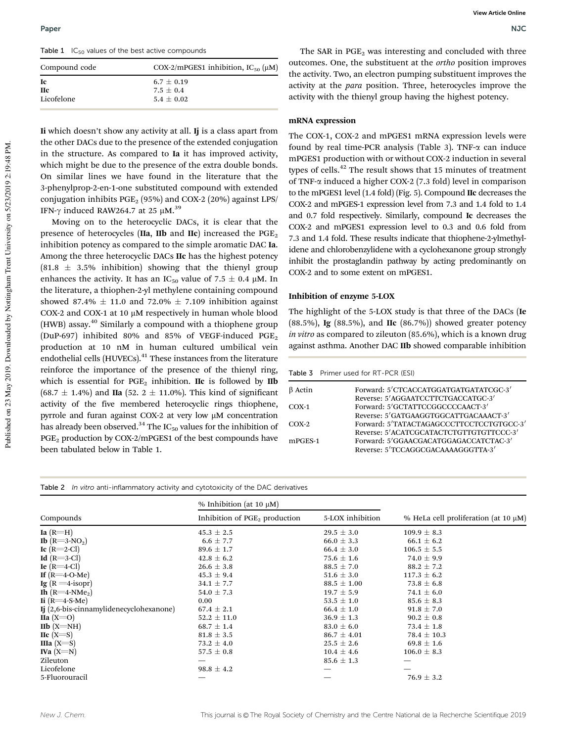Table 1 $IC_{50}$ values of the best active compounds

| Compound code | COX-2/mPGES1 inhibition, $IC_{50}$ (μM) |
|---|---|
| **Ic** | 6.7 ± 0.19 |
| **IIc** | 7.5 ± 0.4 |
| Licofelone | 5.4 ± 0.02 |

**Ii** which doesn't show any activity at all. **Ij** is a class apart from the other DACs due to the presence of the extended conjugation in the structure. As compared to **Ia** it has improved activity, which might be due to the presence of the extra double bonds. On similar lines we have found in the literature that the 3-phenylprop-2-en-1-one substituted compound with extended conjugation inhibits $PGE_2$ (95%) and COX-2 (20%) against LPS/IFN-γ induced RAW264.7 at 25 μM.[39]

Moving on to the heterocyclic DACs, it is clear that the presence of heterocycles (**IIa**, **IIb** and **IIc**) increased the $PGE_2$ inhibition potency as compared to the simple aromatic DAC **Ia**. Among the three heterocyclic DACs **IIc** has the highest potency (81.8 ± 3.5% inhibition) showing that the thienyl group enhances the activity. It has an $IC_{50}$ value of 7.5 ± 0.4 μM. In the literature, a thiophen-2-yl methylene containing compound showed 87.4% ± 11.0 and 72.0% ± 7.109 inhibition against COX-2 and COX-1 at 10 μM respectively in human whole blood (HWB) assay.[40] Similarly a compound with a thiophene group (DuP-697) inhibited 80% and 85% of VEGF-induced $PGE_2$ production at 10 nM in human cultured umbilical vein endothelial cells (HUVECs).[41] These instances from the literature reinforce the importance of the presence of the thienyl ring, which is essential for $PGE_2$ inhibition. **IIc** is followed by **IIb** (68.7 ± 1.4%) and **IIa** (52. 2 ± 11.0%). This kind of significant activity of the five membered heterocyclic rings thiophene, pyrrole and furan against COX-2 at very low μM concentration has already been observed.[34] The $IC_{50}$ values for the inhibition of $PGE_2$ production by COX-2/mPGES1 of the best compounds have been tabulated below in Table 1.

The SAR in $PGE_2$ was interesting and concluded with three outcomes. One, the substituent at the *ortho* position improves the activity. Two, an electron pumping substituent improves the activity at the *para* position. Three, heterocycles improve the activity with the thienyl group having the highest potency.

### mRNA expression

The COX-1, COX-2 and mPGES1 mRNA expression levels were found by real time-PCR analysis (Table 3). TNF-α can induce mPGES1 production with or without COX-2 induction in several types of cells.[42] The result shows that 15 minutes of treatment of TNF-α induced a higher COX-2 (7.3 fold) level in comparison to the mPGES1 level (1.4 fold) (Fig. 5). Compound **IIc** decreases the COX-2 and mPGES-1 expression level from 7.3 and 1.4 fold to 1.4 and 0.7 fold respectively. Similarly, compound **Ic** decreases the COX-2 and mPGES1 expression level to 0.3 and 0.6 fold from 7.3 and 1.4 fold. These results indicate that thiophene-2-ylmethylidene and chlorobenzylidene with a cyclohexanone group strongly inhibit the prostaglandin pathway by acting predominantly on COX-2 and to some extent on mPGES1.

### Inhibition of enzyme 5-LOX

The highlight of the 5-LOX study is that three of the DACs (**Ie** (88.5%), **Ig** (88.5%), and **IIc** (86.7%)) showed greater potency *in vitro* as compared to zileuton (85.6%), which is a known drug against asthma. Another DAC **IIb** showed comparable inhibition

Table 3 Primer used for RT-PCR (ESI)

| | |
|---|---|
| β Actin | Forward: 5′CTCACCATGGATGATGATATCGC-3′ |
| | Reverse: 5′AGGAATCCTTCTGACCCATGC-3′ |
| COX-1 | Forward: 5′GCTATTCCGGCCCCAACT-3′ |
| | Reverse: 5′GATGAAGGTGGCATTGACAAACT-3′ |
| COX-2 | Forward: 5′TATACTAGAGCCCTTCCTCCTGTGCC-3′ |
| | Reverse: 5′ACATCGCATACTCTGTTGTGTTCCC-3′ |
| mPGES-1 | Forward: 5′GGAACGACATGGAGACCATCTAC-3′ |
| | Reverse: 5′TCCAGGCGACAAAAGGGTTA-3′ |

Table 2 *In vitro* anti-inflammatory activity and cytotoxicity of the DAC derivatives

| Compounds | % Inhibition (at 10 μM) | | % HeLa cell proliferation (at 10 μM) |
|---|---|---|---|
| | Inhibition of $PGE_2$ production | 5-LOX inhibition | |
| **Ia** (R=H) | 45.3 ± 2.5 | 29.5 ± 3.0 | 109.9 ± 8.3 |
| **Ib** (R=3-$NO_2$) | 6.6 ± 7.7 | 66.0 ± 3.3 | 66.1 ± 6.2 |
| **Ic** (R=2-Cl) | 89.6 ± 1.7 | 66.4 ± 3.0 | 106.5 ± 5.5 |
| **Id** (R=3-Cl) | 42.8 ± 6.2 | 75.6 ± 1.6 | 74.0 ± 9.9 |
| **Ie** (R=4-Cl) | 26.6 ± 3.8 | 88.5 ± 7.0 | 88.2 ± 7.2 |
| **If** (R=4-O-Me) | 45.3 ± 9.4 | 51.6 ± 3.0 | 117.3 ± 6.2 |
| **Ig** (R =4-isopr) | 34.1 ± 7.7 | 88.5 ± 1.00 | 73.8 ± 6.8 |
| **Ih** (R=4-$NMe_2$) | 54.0 ± 7.3 | 19.7 ± 5.9 | 74.1 ± 6.0 |
| **Ii** (R=4-S-Me) | 0.00 | 53.5 ± 1.0 | 85.6 ± 8.3 |
| **Ij** (2,6-bis-cinnamylidenecyclohexanone) | 67.4 ± 2.1 | 66.4 ± 1.0 | 91.8 ± 7.0 |
| **IIa** (X=O) | 52.2 ± 11.0 | 36.9 ± 1.3 | 90.2 ± 0.8 |
| **IIb** (X=NH) | 68.7 ± 1.4 | 83.0 ± 6.0 | 73.4 ± 1.8 |
| **IIc** (X=S) | 81.8 ± 3.5 | 86.7 ± 4.01 | 78.4 ± 10.3 |
| **IIIa** (X=S) | 73.2 ± 4.0 | 25.5 ± 2.6 | 69.8 ± 1.6 |
| **IVa** (X=N) | 57.5 ± 0.8 | 10.4 ± 4.6 | 106.0 ± 8.3 |
| Zileuton | — | 85.6 ± 1.3 | — |
| Licofelone | 98.8 ± 4.2 | — | — |
| 5-Fluorouracil | — | — | 76.9 ± 3.2 |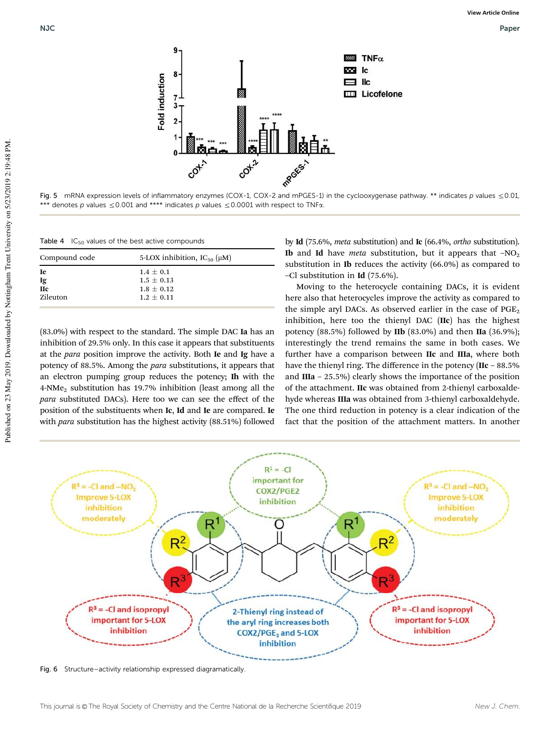Fig. 5 mRNA expression levels of inflammatory enzymes (COX-1, COX-2 and mPGES-1) in the cyclooxygenase pathway. ** indicates *p* values $\leq$0.01, *** denotes *p* values $\leq$0.001 and **** indicates *p* values $\leq$0.0001 with respect to TNFα.

Table 4 $IC_{50}$ values of the best active compounds

| Compound code | 5-LOX inhibition, $IC_{50}$ (μM) |
|---|---|
| **Ie** | 1.4 ± 0.1 |
| **Ig** | 1.5 ± 0.13 |
| **IIc** | 1.8 ± 0.12 |
| Zileuton | 1.2 ± 0.11 |

(83.0%) with respect to the standard. The simple DAC **Ia** has an inhibition of 29.5% only. In this case it appears that substituents at the *para* position improve the activity. Both **Ie** and **Ig** have a potency of 88.5%. Among the *para* substitutions, it appears that an electron pumping group reduces the potency; **Ih** with the 4-$NMe_2$ substitution has 19.7% inhibition (least among all the *para* substituted DACs). Here too we can see the effect of the position of the substituents when **Ic**, **Id** and **Ie** are compared. **Ie** with *para* substitution has the highest activity (88.51%) followed by **Id** (75.6%, *meta* substitution) and **Ic** (66.4%, *ortho* substitution). **Ib** and **Id** have *meta* substitution, but it appears that $-NO_2$ substitution in **Ib** reduces the activity (66.0%) as compared to –Cl substitution in **Id** (75.6%).

Moving to the heterocycle containing DACs, it is evident here also that heterocycles improve the activity as compared to the simple aryl DACs. As observed earlier in the case of $PGE_2$ inhibition, here too the thienyl DAC (**IIc**) has the highest potency (88.5%) followed by **IIb** (83.0%) and then **IIa** (36.9%); interestingly the trend remains the same in both cases. We further have a comparison between **IIc** and **IIIa**, where both have the thienyl ring. The difference in the potency (**IIc** – 88.5% and **IIIa** – 25.5%) clearly shows the importance of the position of the attachment. **IIc** was obtained from 2-thienyl carboxaldehyde whereas **IIIa** was obtained from 3-thienyl carboxaldehyde. The one third reduction in potency is a clear indication of the fact that the position of the attachment matters. In another

Fig. 6 Structure–activity relationship expressed diagramatically.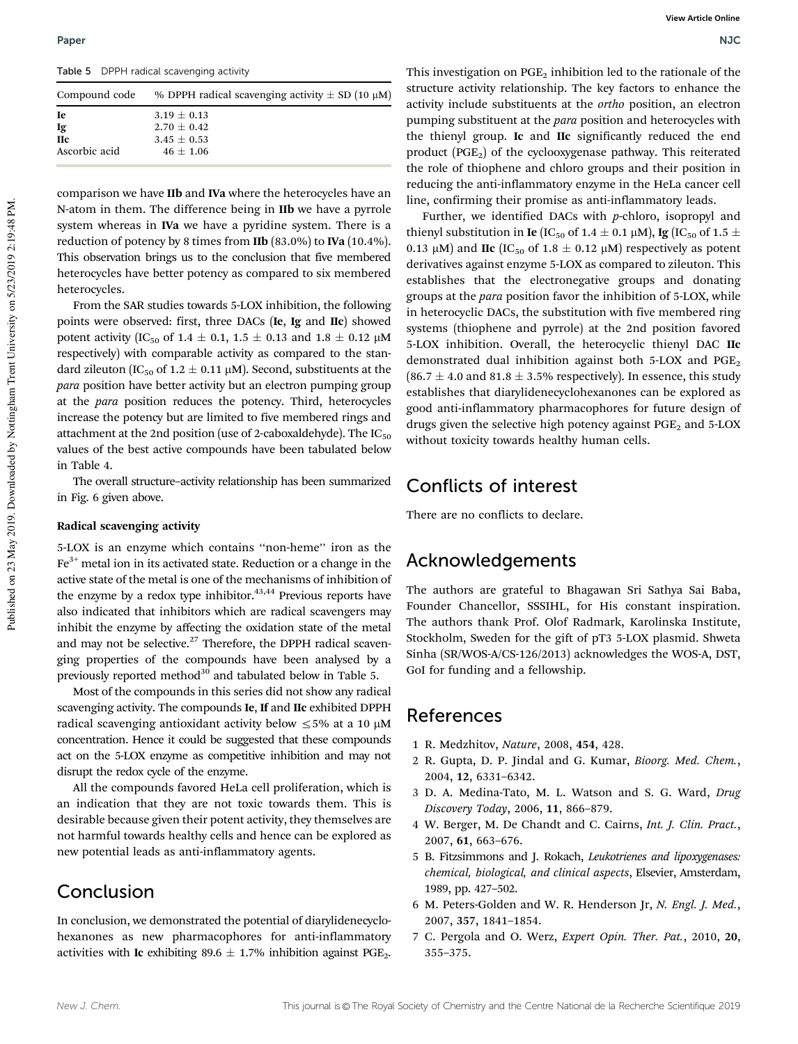Table 5 DPPH radical scavenging activity

| Compound code | % DPPH radical scavenging activity ± SD (10 μM) |
|---|---|
| **Ie** | 3.19 ± 0.13 |
| **Ig** | 2.70 ± 0.42 |
| **IIc** | 3.45 ± 0.53 |
| Ascorbic acid | 46 ± 1.06 |

comparison we have **IIb** and **IVa** where the heterocycles have an N-atom in them. The difference being in **IIb** we have a pyrrole system whereas in **IVa** we have a pyridine system. There is a reduction of potency by 8 times from **IIb** (83.0%) to **IVa** (10.4%). This observation brings us to the conclusion that five membered heterocycles have better potency as compared to six membered heterocycles.

From the SAR studies towards 5-LOX inhibition, the following points were observed: first, three DACs (**Ie**, **Ig** and **IIc**) showed potent activity ($IC_{50}$ of 1.4 ± 0.1, 1.5 ± 0.13 and 1.8 ± 0.12 μM respectively) with comparable activity as compared to the standard zileuton ($IC_{50}$ of 1.2 ± 0.11 μM). Second, substituents at the *para* position have better activity but an electron pumping group at the *para* position reduces the potency. Third, heterocycles increase the potency but are limited to five membered rings and attachment at the 2nd position (use of 2-caboxaldehyde). The $IC_{50}$ values of the best active compounds have been tabulated below in Table 4.

The overall structure–activity relationship has been summarized in Fig. 6 given above.

**Radical scavenging activity**

5-LOX is an enzyme which contains "non-heme" iron as the $Fe^{3+}$ metal ion in its activated state. Reduction or a change in the active state of the metal is one of the mechanisms of inhibition of the enzyme by a redox type inhibitor.[43,44] Previous reports have also indicated that inhibitors which are radical scavengers may inhibit the enzyme by affecting the oxidation state of the metal and may not be selective.[27] Therefore, the DPPH radical scavenging properties of the compounds have been analysed by a previously reported method[30] and tabulated below in Table 5.

Most of the compounds in this series did not show any radical scavenging activity. The compounds **Ie**, **If** and **IIc** exhibited DPPH radical scavenging antioxidant activity below ≤5% at a 10 μM concentration. Hence it could be suggested that these compounds act on the 5-LOX enzyme as competitive inhibition and may not disrupt the redox cycle of the enzyme.

All the compounds favored HeLa cell proliferation, which is an indication that they are not toxic towards them. This is desirable because given their potent activity, they themselves are not harmful towards healthy cells and hence can be explored as new potential leads as anti-inflammatory agents.

## Conclusion

In conclusion, we demonstrated the potential of diarylidenecyclohexanones as new pharmacophores for anti-inflammatory activities with **Ic** exhibiting 89.6 ± 1.7% inhibition against $PGE_2$. This investigation on $PGE_2$ inhibition led to the rationale of the structure activity relationship. The key factors to enhance the activity include substituents at the *ortho* position, an electron pumping substituent at the *para* position and heterocycles with the thienyl group. **Ic** and **IIc** significantly reduced the end product ($PGE_2$) of the cyclooxygenase pathway. This reiterated the role of thiophene and chloro groups and their position in reducing the anti-inflammatory enzyme in the HeLa cancer cell line, confirming their promise as anti-inflammatory leads.

Further, we identified DACs with *p*-chloro, isopropyl and thienyl substitution in **Ie** ($IC_{50}$ of 1.4 ± 0.1 μM), **Ig** ($IC_{50}$ of 1.5 ± 0.13 μM) and **IIc** ($IC_{50}$ of 1.8 ± 0.12 μM) respectively as potent derivatives against enzyme 5-LOX as compared to zileuton. This establishes that the electronegative groups and donating groups at the *para* position favor the inhibition of 5-LOX, while in heterocyclic DACs, the substitution with five membered ring systems (thiophene and pyrrole) at the 2nd position favored 5-LOX inhibition. Overall, the heterocyclic thienyl DAC **IIc** demonstrated dual inhibition against both 5-LOX and $PGE_2$ (86.7 ± 4.0 and 81.8 ± 3.5% respectively). In essence, this study establishes that diarylidenecyclohexanones can be explored as good anti-inflammatory pharmacophores for future design of drugs given the selective high potency against $PGE_2$ and 5-LOX without toxicity towards healthy human cells.

## Conflicts of interest

There are no conflicts to declare.

## Acknowledgements

The authors are grateful to Bhagawan Sri Sathya Sai Baba, Founder Chancellor, SSSIHL, for His constant inspiration. The authors thank Prof. Olof Radmark, Karolinska Institute, Stockholm, Sweden for the gift of pT3 5-LOX plasmid. Shweta Sinha (SR/WOS-A/CS-126/2013) acknowledges the WOS-A, DST, GoI for funding and a fellowship.

## References

1 R. Medzhitov, *Nature*, 2008, **454**, 428.
2 R. Gupta, D. P. Jindal and G. Kumar, *Bioorg. Med. Chem.*, 2004, **12**, 6331–6342.
3 D. A. Medina-Tato, M. L. Watson and S. G. Ward, *Drug Discovery Today*, 2006, **11**, 866–879.
4 W. Berger, M. De Chandt and C. Cairns, *Int. J. Clin. Pract.*, 2007, **61**, 663–676.
5 B. Fitzsimmons and J. Rokach, *Leukotrienes and lipoxygenases: chemical, biological, and clinical aspects*, Elsevier, Amsterdam, 1989, pp. 427–502.
6 M. Peters-Golden and W. R. Henderson Jr, *N. Engl. J. Med.*, 2007, **357**, 1841–1854.
7 C. Pergola and O. Werz, *Expert Opin. Ther. Pat.*, 2010, **20**, 355–375.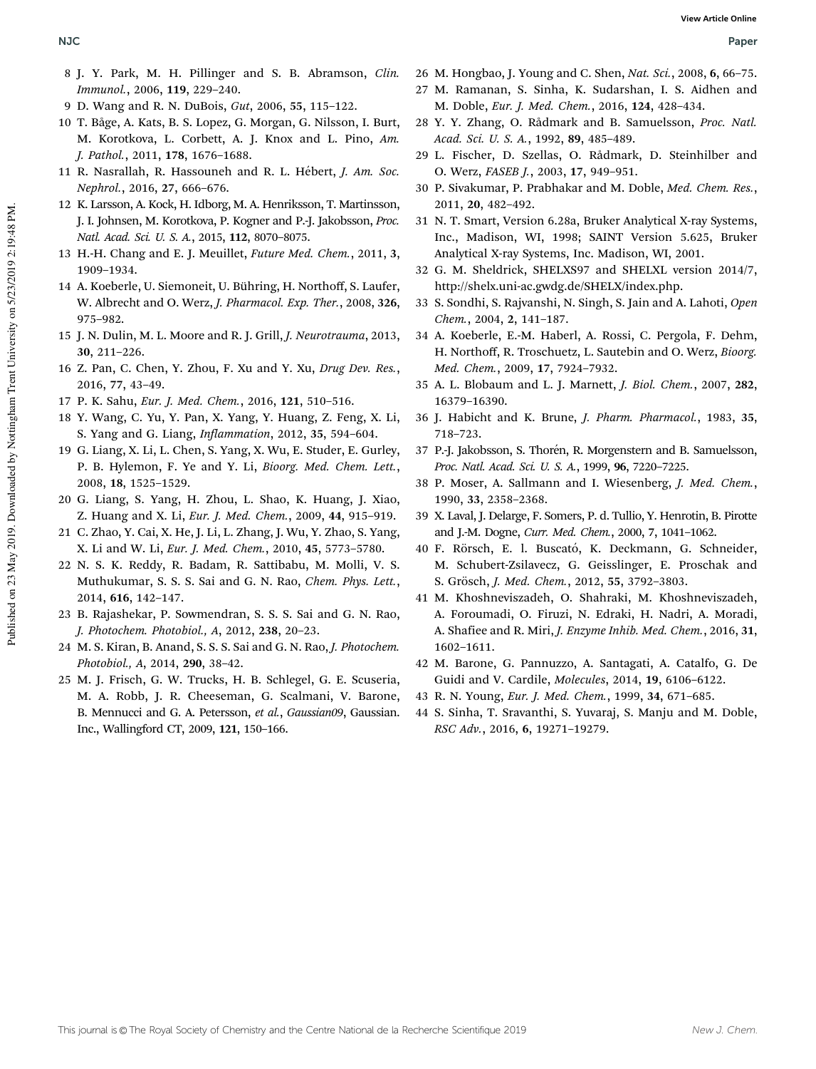8 J. Y. Park, M. H. Pillinger and S. B. Abramson, *Clin. Immunol.*, 2006, **119**, 229–240.

9 D. Wang and R. N. DuBois, *Gut*, 2006, **55**, 115–122.

10 T. Båge, A. Kats, B. S. Lopez, G. Morgan, G. Nilsson, I. Burt, M. Korotkova, L. Corbett, A. J. Knox and L. Pino, *Am. J. Pathol.*, 2011, **178**, 1676–1688.

11 R. Nasrallah, R. Hassouneh and R. L. Hébert, *J. Am. Soc. Nephrol.*, 2016, **27**, 666–676.

12 K. Larsson, A. Kock, H. Idborg, M. A. Henriksson, T. Martinsson, J. I. Johnsen, M. Korotkova, P. Kogner and P.-J. Jakobsson, *Proc. Natl. Acad. Sci. U. S. A.*, 2015, **112**, 8070–8075.

13 H.-H. Chang and E. J. Meuillet, *Future Med. Chem.*, 2011, **3**, 1909–1934.

14 A. Koeberle, U. Siemoneit, U. Bühring, H. Northoff, S. Laufer, W. Albrecht and O. Werz, *J. Pharmacol. Exp. Ther.*, 2008, **326**, 975–982.

15 J. N. Dulin, M. L. Moore and R. J. Grill, *J. Neurotrauma*, 2013, **30**, 211–226.

16 Z. Pan, C. Chen, Y. Zhou, F. Xu and Y. Xu, *Drug Dev. Res.*, 2016, **77**, 43–49.

17 P. K. Sahu, *Eur. J. Med. Chem.*, 2016, **121**, 510–516.

18 Y. Wang, C. Yu, Y. Pan, X. Yang, Y. Huang, Z. Feng, X. Li, S. Yang and G. Liang, *Inflammation*, 2012, **35**, 594–604.

19 G. Liang, X. Li, L. Chen, S. Yang, X. Wu, E. Studer, E. Gurley, P. B. Hylemon, F. Ye and Y. Li, *Bioorg. Med. Chem. Lett.*, 2008, **18**, 1525–1529.

20 G. Liang, S. Yang, H. Zhou, L. Shao, K. Huang, J. Xiao, Z. Huang and X. Li, *Eur. J. Med. Chem.*, 2009, **44**, 915–919.

21 C. Zhao, Y. Cai, X. He, J. Li, L. Zhang, J. Wu, Y. Zhao, S. Yang, X. Li and W. Li, *Eur. J. Med. Chem.*, 2010, **45**, 5773–5780.

22 N. S. K. Reddy, R. Badam, R. Sattibabu, M. Molli, V. S. Muthukumar, S. S. S. Sai and G. N. Rao, *Chem. Phys. Lett.*, 2014, **616**, 142–147.

23 B. Rajashekar, P. Sowmendran, S. S. S. Sai and G. N. Rao, *J. Photochem. Photobiol., A*, 2012, **238**, 20–23.

24 M. S. Kiran, B. Anand, S. S. S. Sai and G. N. Rao, *J. Photochem. Photobiol., A*, 2014, **290**, 38–42.

25 M. J. Frisch, G. W. Trucks, H. B. Schlegel, G. E. Scuseria, M. A. Robb, J. R. Cheeseman, G. Scalmani, V. Barone, B. Mennucci and G. A. Petersson, *et al.*, *Gaussian09*, Gaussian. Inc., Wallingford CT, 2009, **121**, 150–166.

26 M. Hongbao, J. Young and C. Shen, *Nat. Sci.*, 2008, **6**, 66–75.

27 M. Ramanan, S. Sinha, K. Sudarshan, I. S. Aidhen and M. Doble, *Eur. J. Med. Chem.*, 2016, **124**, 428–434.

28 Y. Y. Zhang, O. Rådmark and B. Samuelsson, *Proc. Natl. Acad. Sci. U. S. A.*, 1992, **89**, 485–489.

29 L. Fischer, D. Szellas, O. Rådmark, D. Steinhilber and O. Werz, *FASEB J.*, 2003, **17**, 949–951.

30 P. Sivakumar, P. Prabhakar and M. Doble, *Med. Chem. Res.*, 2011, **20**, 482–492.

31 N. T. Smart, Version 6.28a, Bruker Analytical X-ray Systems, Inc., Madison, WI, 1998; SAINT Version 5.625, Bruker Analytical X-ray Systems, Inc. Madison, WI, 2001.

32 G. M. Sheldrick, SHELXS97 and SHELXL version 2014/7, http://shelx.uni-ac.gwdg.de/SHELX/index.php.

33 S. Sondhi, S. Rajvanshi, N. Singh, S. Jain and A. Lahoti, *Open Chem.*, 2004, **2**, 141–187.

34 A. Koeberle, E.-M. Haberl, A. Rossi, C. Pergola, F. Dehm, H. Northoff, R. Troschuetz, L. Sautebin and O. Werz, *Bioorg. Med. Chem.*, 2009, **17**, 7924–7932.

35 A. L. Blobaum and L. J. Marnett, *J. Biol. Chem.*, 2007, **282**, 16379–16390.

36 J. Habicht and K. Brune, *J. Pharm. Pharmacol.*, 1983, **35**, 718–723.

37 P.-J. Jakobsson, S. Thorén, R. Morgenstern and B. Samuelsson, *Proc. Natl. Acad. Sci. U. S. A.*, 1999, **96**, 7220–7225.

38 P. Moser, A. Sallmann and I. Wiesenberg, *J. Med. Chem.*, 1990, **33**, 2358–2368.

39 X. Laval, J. Delarge, F. Somers, P. d. Tullio, Y. Henrotin, B. Pirotte and J.-M. Dogne, *Curr. Med. Chem.*, 2000, **7**, 1041–1062.

40 F. Rörsch, E. l. Buscató, K. Deckmann, G. Schneider, M. Schubert-Zsilavecz, G. Geisslinger, E. Proschak and S. Grösch, *J. Med. Chem.*, 2012, **55**, 3792–3803.

41 M. Khoshneviszadeh, O. Shahraki, M. Khoshneviszadeh, A. Foroumadi, O. Firuzi, N. Edraki, H. Nadri, A. Moradi, A. Shafiee and R. Miri, *J. Enzyme Inhib. Med. Chem.*, 2016, **31**, 1602–1611.

42 M. Barone, G. Pannuzzo, A. Santagati, A. Catalfo, G. De Guidi and V. Cardile, *Molecules*, 2014, **19**, 6106–6122.

43 R. N. Young, *Eur. J. Med. Chem.*, 1999, **34**, 671–685.

44 S. Sinha, T. Sravanthi, S. Yuvaraj, S. Manju and M. Doble, *RSC Adv.*, 2016, **6**, 19271–19279.